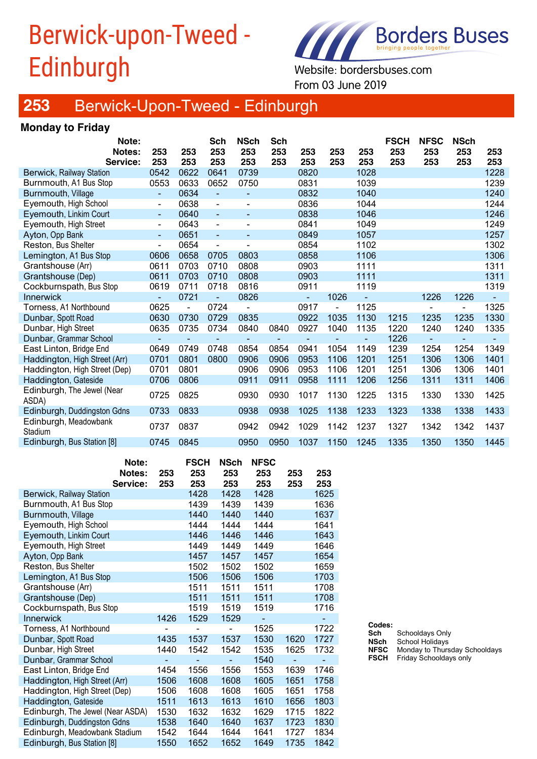# Berwick-upon-Tweed - Edinburgh

Borders Buses
bringing people together

Website: bordersbuses.com
From 03 June 2019

## 253 Berwick-Upon-Tweed - Edinburgh

### Monday to Friday

| Note: | | | Sch | NSch | Sch | | | | FSCH | NFSC | NSch | |
|---|---|---|---|---|---|---|---|---|---|---|---|---|
| **Notes:** | 253 | 253 | 253 | 253 | 253 | 253 | 253 | 253 | 253 | 253 | 253 | 253 |
| **Service:** | 253 | 253 | 253 | 253 | 253 | 253 | 253 | 253 | 253 | 253 | 253 | 253 |
| Berwick, Railway Station | 0542 | 0622 | 0641 | 0739 | | 0820 | | 1028 | | | | 1228 |
| Burnmouth, A1 Bus Stop | 0553 | 0633 | 0652 | 0750 | | 0831 | | 1039 | | | | 1239 |
| Burnmouth, Village | - | 0634 | - | - | | 0832 | | 1040 | | | | 1240 |
| Eyemouth, High School | - | 0638 | - | - | | 0836 | | 1044 | | | | 1244 |
| Eyemouth, Linkim Court | - | 0640 | - | - | | 0838 | | 1046 | | | | 1246 |
| Eyemouth, High Street | - | 0643 | - | - | | 0841 | | 1049 | | | | 1249 |
| Ayton, Opp Bank | - | 0651 | - | - | | 0849 | | 1057 | | | | 1257 |
| Reston, Bus Shelter | - | 0654 | - | - | | 0854 | | 1102 | | | | 1302 |
| Lemington, A1 Bus Stop | 0606 | 0658 | 0705 | 0803 | | 0858 | | 1106 | | | | 1306 |
| Grantshouse (Arr) | 0611 | 0703 | 0710 | 0808 | | 0903 | | 1111 | | | | 1311 |
| Grantshouse (Dep) | 0611 | 0703 | 0710 | 0808 | | 0903 | | 1111 | | | | 1311 |
| Cockburnspath, Bus Stop | 0619 | 0711 | 0718 | 0816 | | 0911 | | 1119 | | | | 1319 |
| Innerwick | - | 0721 | - | 0826 | | - | 1026 | - | | 1226 | 1226 | - |
| Torness, A1 Northbound | 0625 | - | 0724 | - | | 0917 | - | 1125 | | - | - | 1325 |
| Dunbar, Spott Road | 0630 | 0730 | 0729 | 0835 | | 0922 | 1035 | 1130 | 1215 | 1235 | 1235 | 1330 |
| Dunbar, High Street | 0635 | 0735 | 0734 | 0840 | 0840 | 0927 | 1040 | 1135 | 1220 | 1240 | 1240 | 1335 |
| Dunbar, Grammar School | - | - | - | - | - | - | - | - | 1226 | - | - | - |
| East Linton, Bridge End | 0649 | 0749 | 0748 | 0854 | 0854 | 0941 | 1054 | 1149 | 1239 | 1254 | 1254 | 1349 |
| Haddington, High Street (Arr) | 0701 | 0801 | 0800 | 0906 | 0906 | 0953 | 1106 | 1201 | 1251 | 1306 | 1306 | 1401 |
| Haddington, High Street (Dep) | 0701 | 0801 | | 0906 | 0906 | 0953 | 1106 | 1201 | 1251 | 1306 | 1306 | 1401 |
| Haddington, Gateside | 0706 | 0806 | | 0911 | 0911 | 0958 | 1111 | 1206 | 1256 | 1311 | 1311 | 1406 |
| Edinburgh, The Jewel (Near ASDA) | 0725 | 0825 | | 0930 | 0930 | 1017 | 1130 | 1225 | 1315 | 1330 | 1330 | 1425 |
| Edinburgh, Duddingston Gdns | 0733 | 0833 | | 0938 | 0938 | 1025 | 1138 | 1233 | 1323 | 1338 | 1338 | 1433 |
| Edinburgh, Meadowbank Stadium | 0737 | 0837 | | 0942 | 0942 | 1029 | 1142 | 1237 | 1327 | 1342 | 1342 | 1437 |
| Edinburgh, Bus Station [8] | 0745 | 0845 | | 0950 | 0950 | 1037 | 1150 | 1245 | 1335 | 1350 | 1350 | 1445 |

| Note: | | FSCH | NSch | NFSC | | |
|---|---|---|---|---|---|---|
| **Notes:** | 253 | 253 | 253 | 253 | 253 | 253 |
| **Service:** | 253 | 253 | 253 | 253 | 253 | 253 |
| Berwick, Railway Station | | 1428 | 1428 | 1428 | | 1625 |
| Burnmouth, A1 Bus Stop | | 1439 | 1439 | 1439 | | 1636 |
| Burnmouth, Village | | 1440 | 1440 | 1440 | | 1637 |
| Eyemouth, High School | | 1444 | 1444 | 1444 | | 1641 |
| Eyemouth, Linkim Court | | 1446 | 1446 | 1446 | | 1643 |
| Eyemouth, High Street | | 1449 | 1449 | 1449 | | 1646 |
| Ayton, Opp Bank | | 1457 | 1457 | 1457 | | 1654 |
| Reston, Bus Shelter | | 1502 | 1502 | 1502 | | 1659 |
| Lemington, A1 Bus Stop | | 1506 | 1506 | 1506 | | 1703 |
| Grantshouse (Arr) | | 1511 | 1511 | 1511 | | 1708 |
| Grantshouse (Dep) | | 1511 | 1511 | 1511 | | 1708 |
| Cockburnspath, Bus Stop | | 1519 | 1519 | 1519 | | 1716 |
| Innerwick | 1426 | 1529 | 1529 | - | | - |
| Torness, A1 Northbound | - | - | - | 1525 | | 1722 |
| Dunbar, Spott Road | 1435 | 1537 | 1537 | 1530 | 1620 | 1727 |
| Dunbar, High Street | 1440 | 1542 | 1542 | 1535 | 1625 | 1732 |
| Dunbar, Grammar School | - | - | - | 1540 | - | - |
| East Linton, Bridge End | 1454 | 1556 | 1556 | 1553 | 1639 | 1746 |
| Haddington, High Street (Arr) | 1506 | 1608 | 1608 | 1605 | 1651 | 1758 |
| Haddington, High Street (Dep) | 1506 | 1608 | 1608 | 1605 | 1651 | 1758 |
| Haddington, Gateside | 1511 | 1613 | 1613 | 1610 | 1656 | 1803 |
| Edinburgh, The Jewel (Near ASDA) | 1530 | 1632 | 1632 | 1629 | 1715 | 1822 |
| Edinburgh, Duddingston Gdns | 1538 | 1640 | 1640 | 1637 | 1723 | 1830 |
| Edinburgh, Meadowbank Stadium | 1542 | 1644 | 1644 | 1641 | 1727 | 1834 |
| Edinburgh, Bus Station [8] | 1550 | 1652 | 1652 | 1649 | 1735 | 1842 |

**Codes:**

- **Sch** Schooldays Only
- **NSch** School Holidays
- **NFSC** Monday to Thursday Schooldays
- **FSCH** Friday Schooldays only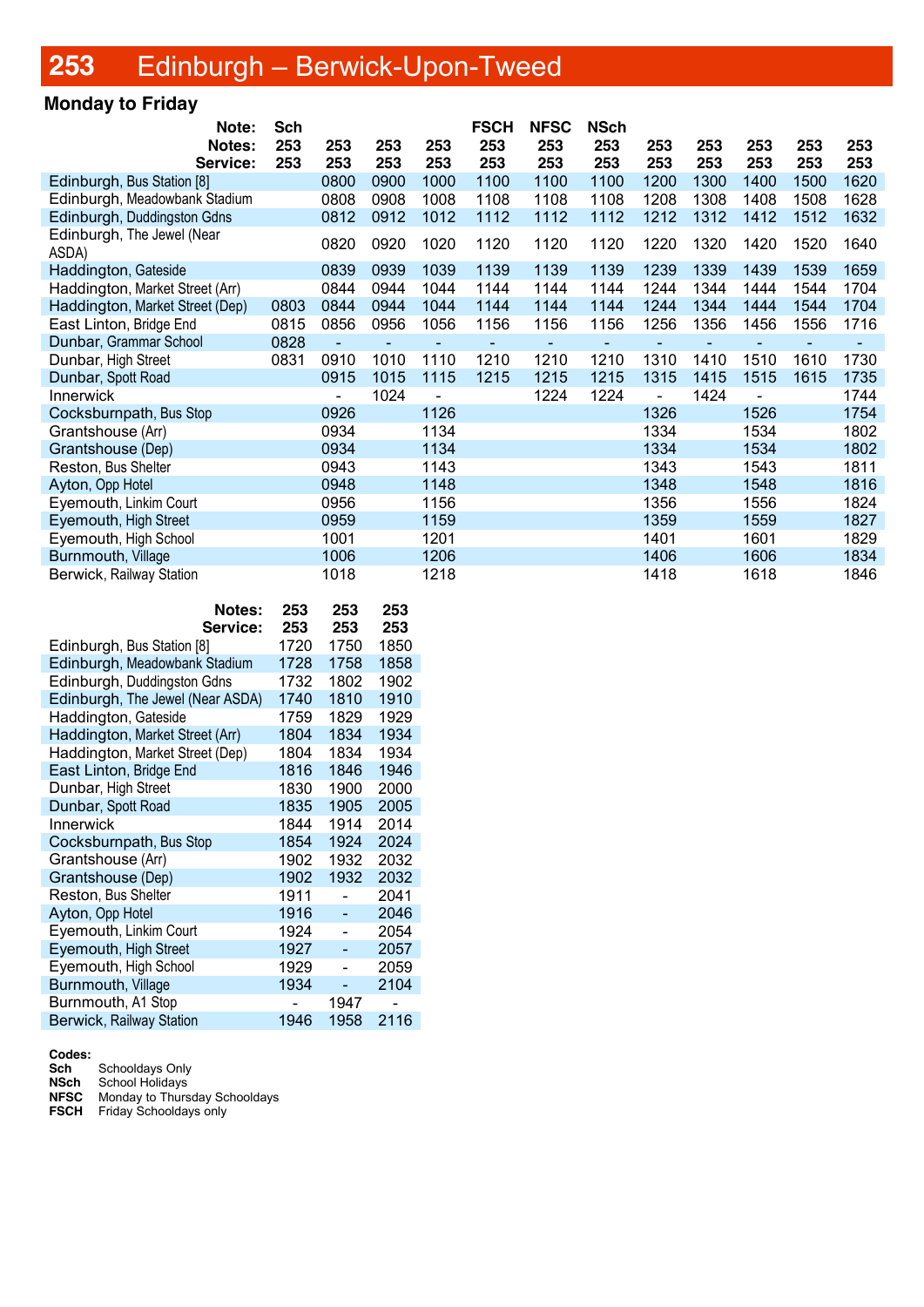# 253 Edinburgh – Berwick-Upon-Tweed

## Monday to Friday

| Note: | Sch | | | | FSCH | NFSC | NSch | | | | | |
|---|---|---|---|---|---|---|---|---|---|---|---|---|
| **Notes:** | 253 | 253 | 253 | 253 | 253 | 253 | 253 | 253 | 253 | 253 | 253 | 253 |
| **Service:** | 253 | 253 | 253 | 253 | 253 | 253 | 253 | 253 | 253 | 253 | 253 | 253 |
| Edinburgh, Bus Station [8] | | 0800 | 0900 | 1000 | 1100 | 1100 | 1100 | 1200 | 1300 | 1400 | 1500 | 1620 |
| Edinburgh, Meadowbank Stadium | | 0808 | 0908 | 1008 | 1108 | 1108 | 1108 | 1208 | 1308 | 1408 | 1508 | 1628 |
| Edinburgh, Duddingston Gdns | | 0812 | 0912 | 1012 | 1112 | 1112 | 1112 | 1212 | 1312 | 1412 | 1512 | 1632 |
| Edinburgh, The Jewel (Near ASDA) | | 0820 | 0920 | 1020 | 1120 | 1120 | 1120 | 1220 | 1320 | 1420 | 1520 | 1640 |
| Haddington, Gateside | | 0839 | 0939 | 1039 | 1139 | 1139 | 1139 | 1239 | 1339 | 1439 | 1539 | 1659 |
| Haddington, Market Street (Arr) | | 0844 | 0944 | 1044 | 1144 | 1144 | 1144 | 1244 | 1344 | 1444 | 1544 | 1704 |
| Haddington, Market Street (Dep) | 0803 | 0844 | 0944 | 1044 | 1144 | 1144 | 1144 | 1244 | 1344 | 1444 | 1544 | 1704 |
| East Linton, Bridge End | 0815 | 0856 | 0956 | 1056 | 1156 | 1156 | 1156 | 1256 | 1356 | 1456 | 1556 | 1716 |
| Dunbar, Grammar School | 0828 | - | - | - | - | - | - | - | - | - | - | - |
| Dunbar, High Street | 0831 | 0910 | 1010 | 1110 | 1210 | 1210 | 1210 | 1310 | 1410 | 1510 | 1610 | 1730 |
| Dunbar, Spott Road | | 0915 | 1015 | 1115 | 1215 | 1215 | 1215 | 1315 | 1415 | 1515 | 1615 | 1735 |
| Innerwick | | - | 1024 | - | | 1224 | 1224 | - | 1424 | - | | 1744 |
| Cocksburnpath, Bus Stop | | 0926 | | 1126 | | | | 1326 | | 1526 | | 1754 |
| Grantshouse (Arr) | | 0934 | | 1134 | | | | 1334 | | 1534 | | 1802 |
| Grantshouse (Dep) | | 0934 | | 1134 | | | | 1334 | | 1534 | | 1802 |
| Reston, Bus Shelter | | 0943 | | 1143 | | | | 1343 | | 1543 | | 1811 |
| Ayton, Opp Hotel | | 0948 | | 1148 | | | | 1348 | | 1548 | | 1816 |
| Eyemouth, Linkim Court | | 0956 | | 1156 | | | | 1356 | | 1556 | | 1824 |
| Eyemouth, High Street | | 0959 | | 1159 | | | | 1359 | | 1559 | | 1827 |
| Eyemouth, High School | | 1001 | | 1201 | | | | 1401 | | 1601 | | 1829 |
| Burnmouth, Village | | 1006 | | 1206 | | | | 1406 | | 1606 | | 1834 |
| Berwick, Railway Station | | 1018 | | 1218 | | | | 1418 | | 1618 | | 1846 |

| **Notes:** | 253 | 253 | 253 |
|---|---|---|---|
| **Service:** | 253 | 253 | 253 |
| Edinburgh, Bus Station [8] | 1720 | 1750 | 1850 |
| Edinburgh, Meadowbank Stadium | 1728 | 1758 | 1858 |
| Edinburgh, Duddingston Gdns | 1732 | 1802 | 1902 |
| Edinburgh, The Jewel (Near ASDA) | 1740 | 1810 | 1910 |
| Haddington, Gateside | 1759 | 1829 | 1929 |
| Haddington, Market Street (Arr) | 1804 | 1834 | 1934 |
| Haddington, Market Street (Dep) | 1804 | 1834 | 1934 |
| East Linton, Bridge End | 1816 | 1846 | 1946 |
| Dunbar, High Street | 1830 | 1900 | 2000 |
| Dunbar, Spott Road | 1835 | 1905 | 2005 |
| Innerwick | 1844 | 1914 | 2014 |
| Cocksburnpath, Bus Stop | 1854 | 1924 | 2024 |
| Grantshouse (Arr) | 1902 | 1932 | 2032 |
| Grantshouse (Dep) | 1902 | 1932 | 2032 |
| Reston, Bus Shelter | 1911 | - | 2041 |
| Ayton, Opp Hotel | 1916 | - | 2046 |
| Eyemouth, Linkim Court | 1924 | - | 2054 |
| Eyemouth, High Street | 1927 | - | 2057 |
| Eyemouth, High School | 1929 | - | 2059 |
| Burnmouth, Village | 1934 | - | 2104 |
| Burnmouth, A1 Stop | - | 1947 | - |
| Berwick, Railway Station | 1946 | 1958 | 2116 |

**Codes:**

- **Sch** Schooldays Only
- **NSch** School Holidays
- **NFSC** Monday to Thursday Schooldays
- **FSCH** Friday Schooldays only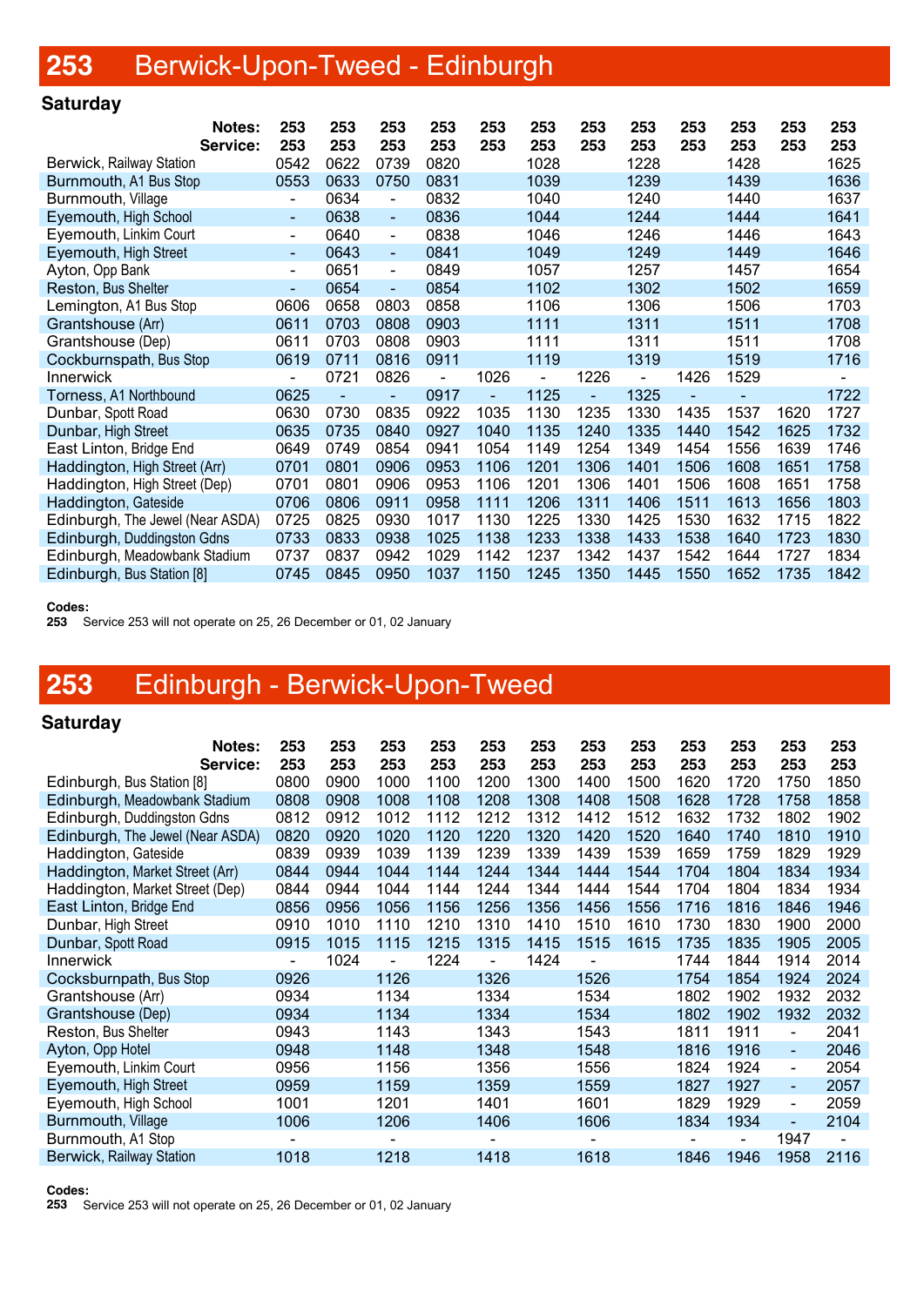# 253 Berwick-Upon-Tweed - Edinburgh

## Saturday

| Notes: | 253 | 253 | 253 | 253 | 253 | 253 | 253 | 253 | 253 | 253 | 253 | 253 |
|---|---|---|---|---|---|---|---|---|---|---|---|---|
| **Service:** | **253** | **253** | **253** | **253** | **253** | **253** | **253** | **253** | **253** | **253** | **253** | **253** |
| Berwick, Railway Station | 0542 | 0622 | 0739 | 0820 | | 1028 | | 1228 | | 1428 | | 1625 |
| Burnmouth, A1 Bus Stop | 0553 | 0633 | 0750 | 0831 | | 1039 | | 1239 | | 1439 | | 1636 |
| Burnmouth, Village | - | 0634 | - | 0832 | | 1040 | | 1240 | | 1440 | | 1637 |
| Eyemouth, High School | - | 0638 | - | 0836 | | 1044 | | 1244 | | 1444 | | 1641 |
| Eyemouth, Linkim Court | - | 0640 | - | 0838 | | 1046 | | 1246 | | 1446 | | 1643 |
| Eyemouth, High Street | - | 0643 | - | 0841 | | 1049 | | 1249 | | 1449 | | 1646 |
| Ayton, Opp Bank | - | 0651 | - | 0849 | | 1057 | | 1257 | | 1457 | | 1654 |
| Reston, Bus Shelter | - | 0654 | - | 0854 | | 1102 | | 1302 | | 1502 | | 1659 |
| Lemington, A1 Bus Stop | 0606 | 0658 | 0803 | 0858 | | 1106 | | 1306 | | 1506 | | 1703 |
| Grantshouse (Arr) | 0611 | 0703 | 0808 | 0903 | | 1111 | | 1311 | | 1511 | | 1708 |
| Grantshouse (Dep) | 0611 | 0703 | 0808 | 0903 | | 1111 | | 1311 | | 1511 | | 1708 |
| Cockburnspath, Bus Stop | 0619 | 0711 | 0816 | 0911 | | 1119 | | 1319 | | 1519 | | 1716 |
| Innerwick | - | 0721 | 0826 | - | 1026 | - | 1226 | - | 1426 | 1529 | | - |
| Torness, A1 Northbound | 0625 | - | - | 0917 | - | 1125 | - | 1325 | - | - | | 1722 |
| Dunbar, Spott Road | 0630 | 0730 | 0835 | 0922 | 1035 | 1130 | 1235 | 1330 | 1435 | 1537 | 1620 | 1727 |
| Dunbar, High Street | 0635 | 0735 | 0840 | 0927 | 1040 | 1135 | 1240 | 1335 | 1440 | 1542 | 1625 | 1732 |
| East Linton, Bridge End | 0649 | 0749 | 0854 | 0941 | 1054 | 1149 | 1254 | 1349 | 1454 | 1556 | 1639 | 1746 |
| Haddington, High Street (Arr) | 0701 | 0801 | 0906 | 0953 | 1106 | 1201 | 1306 | 1401 | 1506 | 1608 | 1651 | 1758 |
| Haddington, High Street (Dep) | 0701 | 0801 | 0906 | 0953 | 1106 | 1201 | 1306 | 1401 | 1506 | 1608 | 1651 | 1758 |
| Haddington, Gateside | 0706 | 0806 | 0911 | 0958 | 1111 | 1206 | 1311 | 1406 | 1511 | 1613 | 1656 | 1803 |
| Edinburgh, The Jewel (Near ASDA) | 0725 | 0825 | 0930 | 1017 | 1130 | 1225 | 1330 | 1425 | 1530 | 1632 | 1715 | 1822 |
| Edinburgh, Duddingston Gdns | 0733 | 0833 | 0938 | 1025 | 1138 | 1233 | 1338 | 1433 | 1538 | 1640 | 1723 | 1830 |
| Edinburgh, Meadowbank Stadium | 0737 | 0837 | 0942 | 1029 | 1142 | 1237 | 1342 | 1437 | 1542 | 1644 | 1727 | 1834 |
| Edinburgh, Bus Station [8] | 0745 | 0845 | 0950 | 1037 | 1150 | 1245 | 1350 | 1445 | 1550 | 1652 | 1735 | 1842 |

**Codes:**
**253** Service 253 will not operate on 25, 26 December or 01, 02 January

# 253 Edinburgh - Berwick-Upon-Tweed

## Saturday

| Notes: | 253 | 253 | 253 | 253 | 253 | 253 | 253 | 253 | 253 | 253 | 253 | 253 |
|---|---|---|---|---|---|---|---|---|---|---|---|---|
| **Service:** | **253** | **253** | **253** | **253** | **253** | **253** | **253** | **253** | **253** | **253** | **253** | **253** |
| Edinburgh, Bus Station [8] | 0800 | 0900 | 1000 | 1100 | 1200 | 1300 | 1400 | 1500 | 1620 | 1720 | 1750 | 1850 |
| Edinburgh, Meadowbank Stadium | 0808 | 0908 | 1008 | 1108 | 1208 | 1308 | 1408 | 1508 | 1628 | 1728 | 1758 | 1858 |
| Edinburgh, Duddingston Gdns | 0812 | 0912 | 1012 | 1112 | 1212 | 1312 | 1412 | 1512 | 1632 | 1732 | 1802 | 1902 |
| Edinburgh, The Jewel (Near ASDA) | 0820 | 0920 | 1020 | 1120 | 1220 | 1320 | 1420 | 1520 | 1640 | 1740 | 1810 | 1910 |
| Haddington, Gateside | 0839 | 0939 | 1039 | 1139 | 1239 | 1339 | 1439 | 1539 | 1659 | 1759 | 1829 | 1929 |
| Haddington, Market Street (Arr) | 0844 | 0944 | 1044 | 1144 | 1244 | 1344 | 1444 | 1544 | 1704 | 1804 | 1834 | 1934 |
| Haddington, Market Street (Dep) | 0844 | 0944 | 1044 | 1144 | 1244 | 1344 | 1444 | 1544 | 1704 | 1804 | 1834 | 1934 |
| East Linton, Bridge End | 0856 | 0956 | 1056 | 1156 | 1256 | 1356 | 1456 | 1556 | 1716 | 1816 | 1846 | 1946 |
| Dunbar, High Street | 0910 | 1010 | 1110 | 1210 | 1310 | 1410 | 1510 | 1610 | 1730 | 1830 | 1900 | 2000 |
| Dunbar, Spott Road | 0915 | 1015 | 1115 | 1215 | 1315 | 1415 | 1515 | 1615 | 1735 | 1835 | 1905 | 2005 |
| Innerwick | - | 1024 | - | 1224 | - | 1424 | - | | 1744 | 1844 | 1914 | 2014 |
| Cocksburnpath, Bus Stop | 0926 | | 1126 | | 1326 | | 1526 | | 1754 | 1854 | 1924 | 2024 |
| Grantshouse (Arr) | 0934 | | 1134 | | 1334 | | 1534 | | 1802 | 1902 | 1932 | 2032 |
| Grantshouse (Dep) | 0934 | | 1134 | | 1334 | | 1534 | | 1802 | 1902 | 1932 | 2032 |
| Reston, Bus Shelter | 0943 | | 1143 | | 1343 | | 1543 | | 1811 | 1911 | - | 2041 |
| Ayton, Opp Hotel | 0948 | | 1148 | | 1348 | | 1548 | | 1816 | 1916 | - | 2046 |
| Eyemouth, Linkim Court | 0956 | | 1156 | | 1356 | | 1556 | | 1824 | 1924 | - | 2054 |
| Eyemouth, High Street | 0959 | | 1159 | | 1359 | | 1559 | | 1827 | 1927 | - | 2057 |
| Eyemouth, High School | 1001 | | 1201 | | 1401 | | 1601 | | 1829 | 1929 | - | 2059 |
| Burnmouth, Village | 1006 | | 1206 | | 1406 | | 1606 | | 1834 | 1934 | - | 2104 |
| Burnmouth, A1 Stop | - | | - | | - | | - | | - | - | 1947 | - |
| Berwick, Railway Station | 1018 | | 1218 | | 1418 | | 1618 | | 1846 | 1946 | 1958 | 2116 |

**Codes:**
**253** Service 253 will not operate on 25, 26 December or 01, 02 January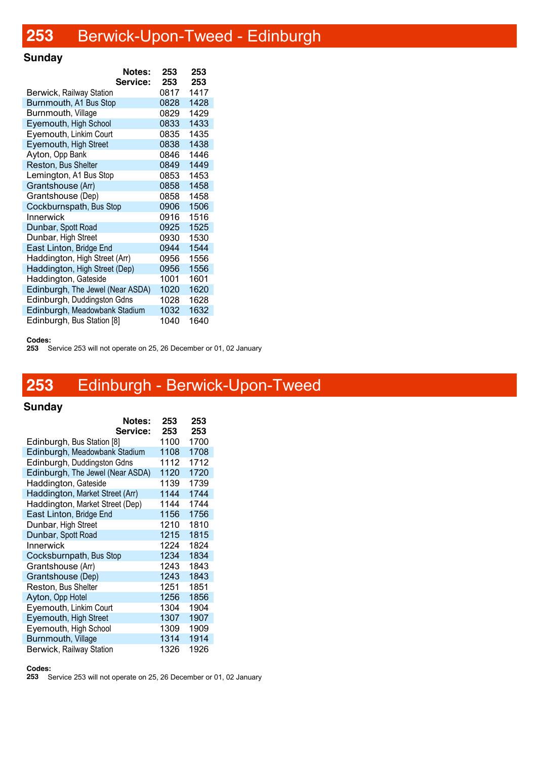# 253 Berwick-Upon-Tweed - Edinburgh

## Sunday

| Notes: | 253 | 253 |
|---|---|---|
| Service: | 253 | 253 |
| Berwick, Railway Station | 0817 | 1417 |
| Burnmouth, A1 Bus Stop | 0828 | 1428 |
| Burnmouth, Village | 0829 | 1429 |
| Eyemouth, High School | 0833 | 1433 |
| Eyemouth, Linkim Court | 0835 | 1435 |
| Eyemouth, High Street | 0838 | 1438 |
| Ayton, Opp Bank | 0846 | 1446 |
| Reston, Bus Shelter | 0849 | 1449 |
| Lemington, A1 Bus Stop | 0853 | 1453 |
| Grantshouse (Arr) | 0858 | 1458 |
| Grantshouse (Dep) | 0858 | 1458 |
| Cockburnspath, Bus Stop | 0906 | 1506 |
| Innerwick | 0916 | 1516 |
| Dunbar, Spott Road | 0925 | 1525 |
| Dunbar, High Street | 0930 | 1530 |
| East Linton, Bridge End | 0944 | 1544 |
| Haddington, High Street (Arr) | 0956 | 1556 |
| Haddington, High Street (Dep) | 0956 | 1556 |
| Haddington, Gateside | 1001 | 1601 |
| Edinburgh, The Jewel (Near ASDA) | 1020 | 1620 |
| Edinburgh, Duddingston Gdns | 1028 | 1628 |
| Edinburgh, Meadowbank Stadium | 1032 | 1632 |
| Edinburgh, Bus Station [8] | 1040 | 1640 |

**Codes:**
**253** Service 253 will not operate on 25, 26 December or 01, 02 January

# 253 Edinburgh - Berwick-Upon-Tweed

## Sunday

| Notes: | 253 | 253 |
|---|---|---|
| Service: | 253 | 253 |
| Edinburgh, Bus Station [8] | 1100 | 1700 |
| Edinburgh, Meadowbank Stadium | 1108 | 1708 |
| Edinburgh, Duddingston Gdns | 1112 | 1712 |
| Edinburgh, The Jewel (Near ASDA) | 1120 | 1720 |
| Haddington, Gateside | 1139 | 1739 |
| Haddington, Market Street (Arr) | 1144 | 1744 |
| Haddington, Market Street (Dep) | 1144 | 1744 |
| East Linton, Bridge End | 1156 | 1756 |
| Dunbar, High Street | 1210 | 1810 |
| Dunbar, Spott Road | 1215 | 1815 |
| Innerwick | 1224 | 1824 |
| Cocksburnpath, Bus Stop | 1234 | 1834 |
| Grantshouse (Arr) | 1243 | 1843 |
| Grantshouse (Dep) | 1243 | 1843 |
| Reston, Bus Shelter | 1251 | 1851 |
| Ayton, Opp Hotel | 1256 | 1856 |
| Eyemouth, Linkim Court | 1304 | 1904 |
| Eyemouth, High Street | 1307 | 1907 |
| Eyemouth, High School | 1309 | 1909 |
| Burnmouth, Village | 1314 | 1914 |
| Berwick, Railway Station | 1326 | 1926 |

**Codes:**
**253** Service 253 will not operate on 25, 26 December or 01, 02 January